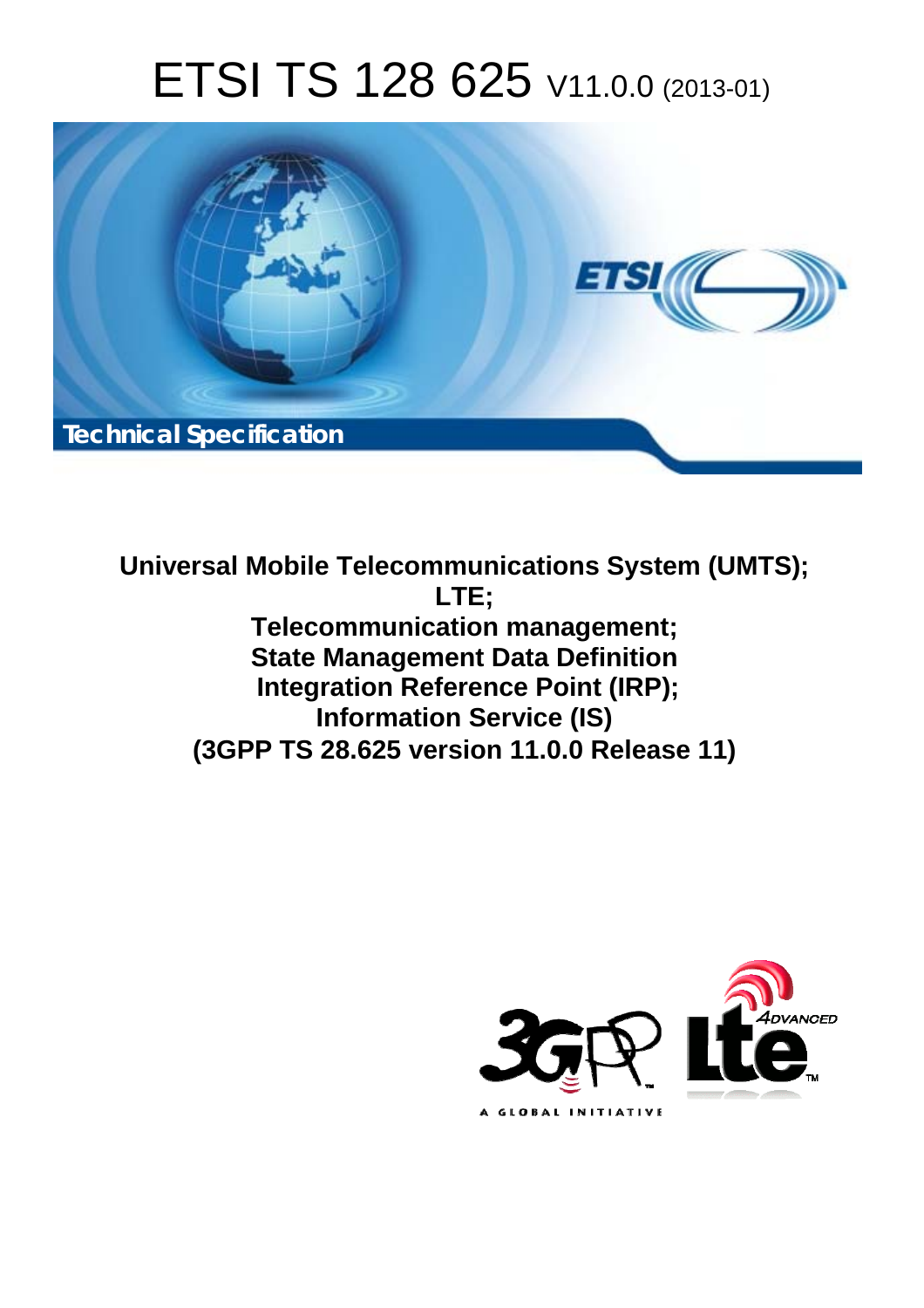# ETSI TS 128 625 V11.0.0 (2013-01)

Technical Specification

**Universal Mobile Telecommunications System (UMTS); LTE; Telecommunication management; State Management Data Definition Integration Reference Point (IRP); Information Service (IS) (3GPP TS 28.625 version 11.0.0 Release 11)**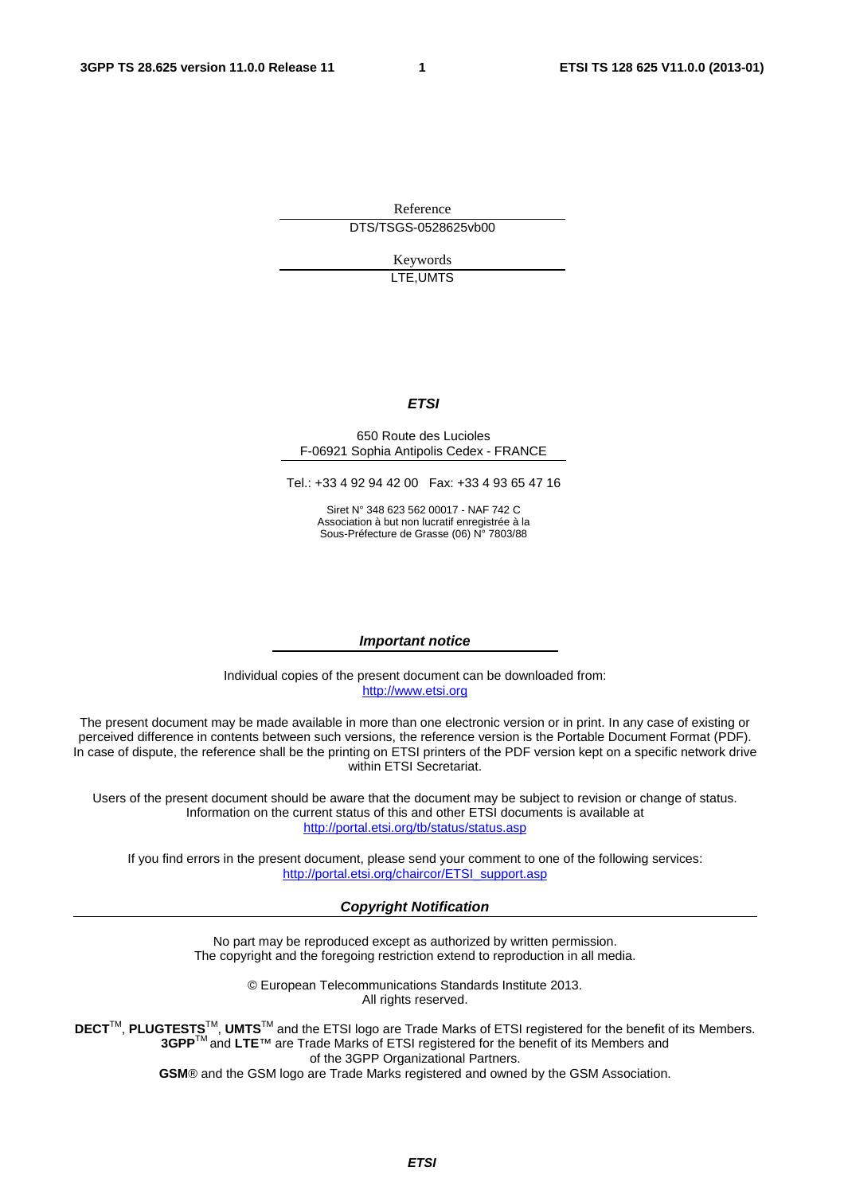Reference

DTS/TSGS-0528625vb00

Keywords

LTE,UMTS

***ETSI***

650 Route des Lucioles
F-06921 Sophia Antipolis Cedex - FRANCE

Tel.: +33 4 92 94 42 00 Fax: +33 4 93 65 47 16

Siret N° 348 623 562 00017 - NAF 742 C
Association à but non lucratif enregistrée à la
Sous-Préfecture de Grasse (06) N° 7803/88

***Important notice***

Individual copies of the present document can be downloaded from:
http://www.etsi.org

The present document may be made available in more than one electronic version or in print. In any case of existing or perceived difference in contents between such versions, the reference version is the Portable Document Format (PDF). In case of dispute, the reference shall be the printing on ETSI printers of the PDF version kept on a specific network drive within ETSI Secretariat.

Users of the present document should be aware that the document may be subject to revision or change of status. Information on the current status of this and other ETSI documents is available at
http://portal.etsi.org/tb/status/status.asp

If you find errors in the present document, please send your comment to one of the following services:
http://portal.etsi.org/chaircor/ETSI_support.asp

***Copyright Notification***

No part may be reproduced except as authorized by written permission.
The copyright and the foregoing restriction extend to reproduction in all media.

© European Telecommunications Standards Institute 2013.
All rights reserved.

**DECT**™, **PLUGTESTS**™, **UMTS**™ and the ETSI logo are Trade Marks of ETSI registered for the benefit of its Members.
**3GPP**™ and **LTE**™ are Trade Marks of ETSI registered for the benefit of its Members and of the 3GPP Organizational Partners.
**GSM**® and the GSM logo are Trade Marks registered and owned by the GSM Association.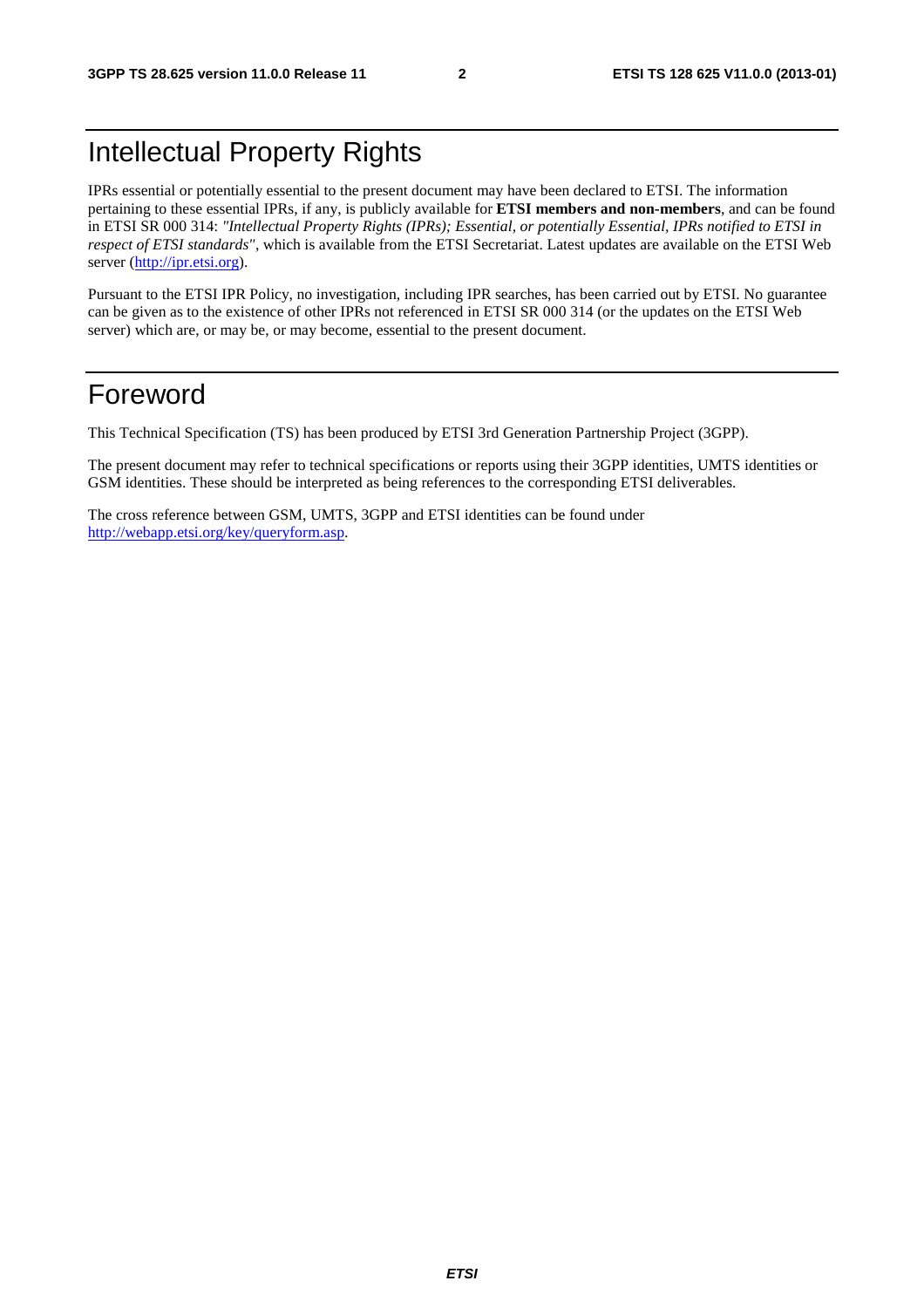# Intellectual Property Rights

IPRs essential or potentially essential to the present document may have been declared to ETSI. The information pertaining to these essential IPRs, if any, is publicly available for **ETSI members and non-members**, and can be found in ETSI SR 000 314: *"Intellectual Property Rights (IPRs); Essential, or potentially Essential, IPRs notified to ETSI in respect of ETSI standards"*, which is available from the ETSI Secretariat. Latest updates are available on the ETSI Web server (http://ipr.etsi.org).

Pursuant to the ETSI IPR Policy, no investigation, including IPR searches, has been carried out by ETSI. No guarantee can be given as to the existence of other IPRs not referenced in ETSI SR 000 314 (or the updates on the ETSI Web server) which are, or may be, or may become, essential to the present document.

# Foreword

This Technical Specification (TS) has been produced by ETSI 3rd Generation Partnership Project (3GPP).

The present document may refer to technical specifications or reports using their 3GPP identities, UMTS identities or GSM identities. These should be interpreted as being references to the corresponding ETSI deliverables.

The cross reference between GSM, UMTS, 3GPP and ETSI identities can be found under http://webapp.etsi.org/key/queryform.asp.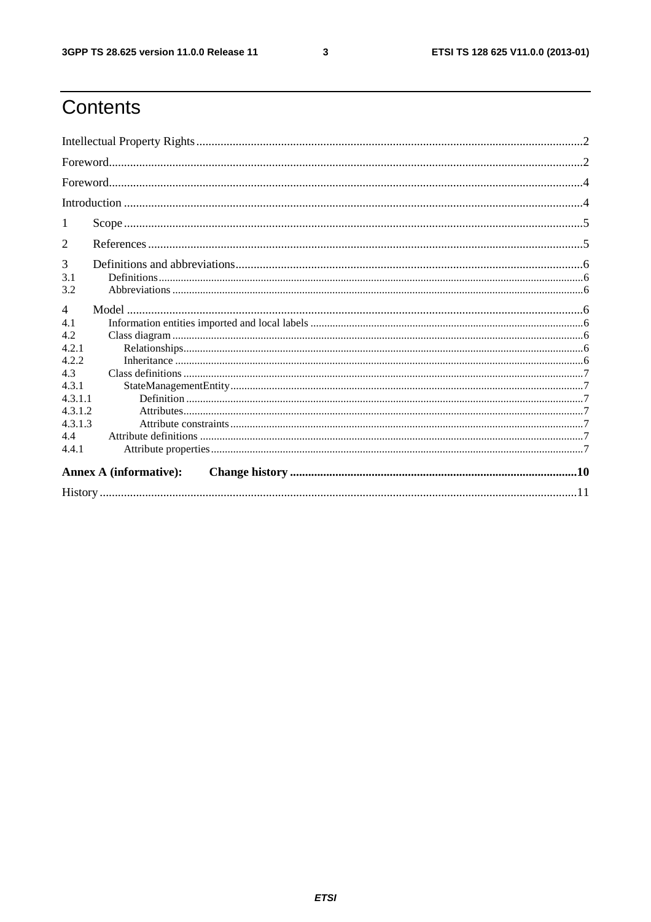# Contents

Intellectual Property Rights ..... 2

Foreword ..... 2

Foreword ..... 4

Introduction ..... 4

1 Scope ..... 5

2 References ..... 5

3 Definitions and abbreviations ..... 6

3.1 Definitions ..... 6

3.2 Abbreviations ..... 6

4 Model ..... 6

4.1 Information entities imported and local labels ..... 6

4.2 Class diagram ..... 6

4.2.1 Relationships ..... 6

4.2.2 Inheritance ..... 6

4.3 Class definitions ..... 7

4.3.1 StateManagementEntity ..... 7

4.3.1.1 Definition ..... 7

4.3.1.2 Attributes ..... 7

4.3.1.3 Attribute constraints ..... 7

4.4 Attribute definitions ..... 7

4.4.1 Attribute properties ..... 7

**Annex A (informative): Change history ..... 10**

History ..... 11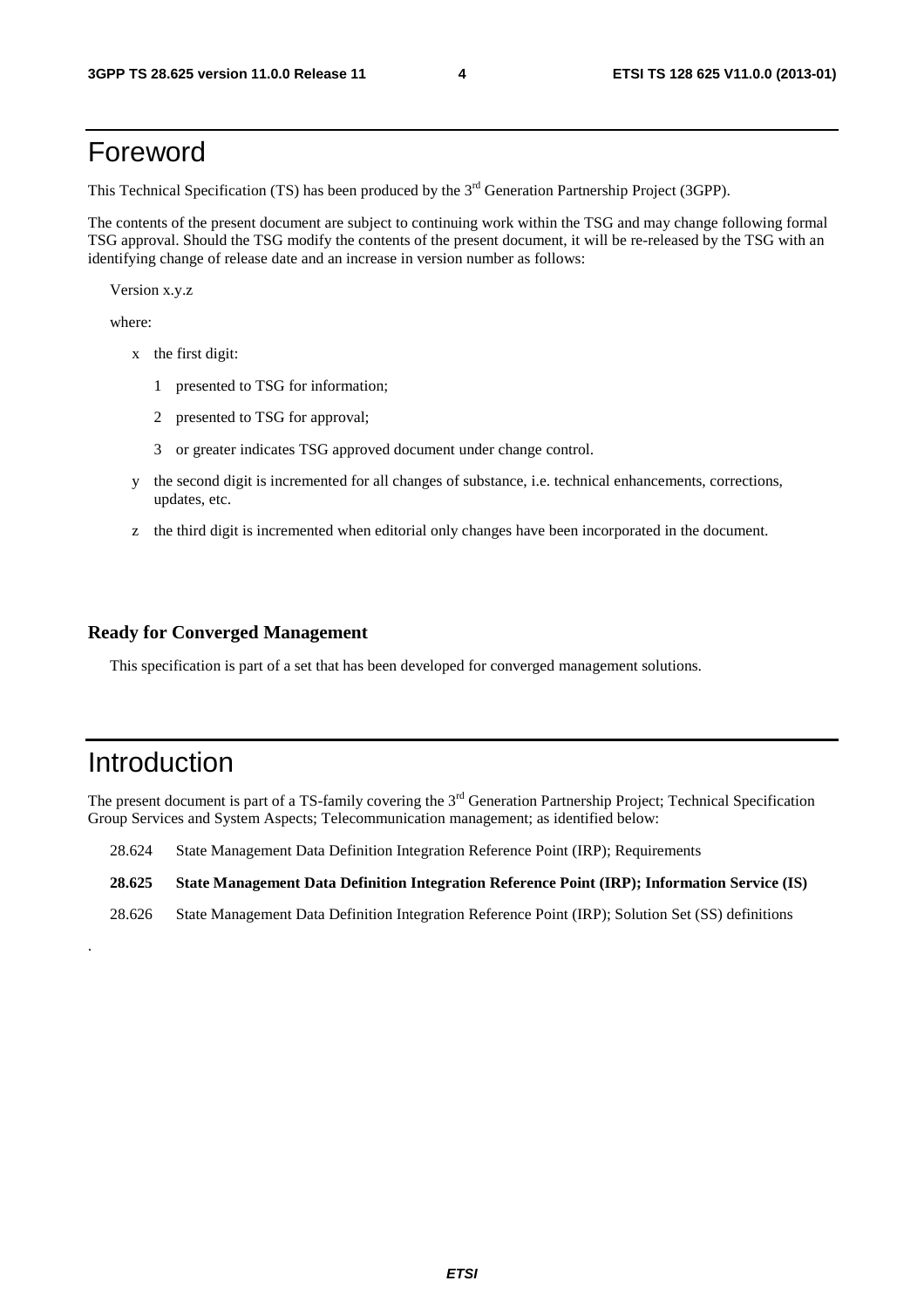# Foreword

This Technical Specification (TS) has been produced by the 3rd Generation Partnership Project (3GPP).

The contents of the present document are subject to continuing work within the TSG and may change following formal TSG approval. Should the TSG modify the contents of the present document, it will be re-released by the TSG with an identifying change of release date and an increase in version number as follows:

Version x.y.z

where:

- x the first digit:
  - 1 presented to TSG for information;
  - 2 presented to TSG for approval;
  - 3 or greater indicates TSG approved document under change control.
- y the second digit is incremented for all changes of substance, i.e. technical enhancements, corrections, updates, etc.
- z the third digit is incremented when editorial only changes have been incorporated in the document.

### Ready for Converged Management

This specification is part of a set that has been developed for converged management solutions.

# Introduction

The present document is part of a TS-family covering the 3rd Generation Partnership Project; Technical Specification Group Services and System Aspects; Telecommunication management; as identified below:

28.624 State Management Data Definition Integration Reference Point (IRP); Requirements

**28.625 State Management Data Definition Integration Reference Point (IRP); Information Service (IS)**

28.626 State Management Data Definition Integration Reference Point (IRP); Solution Set (SS) definitions

.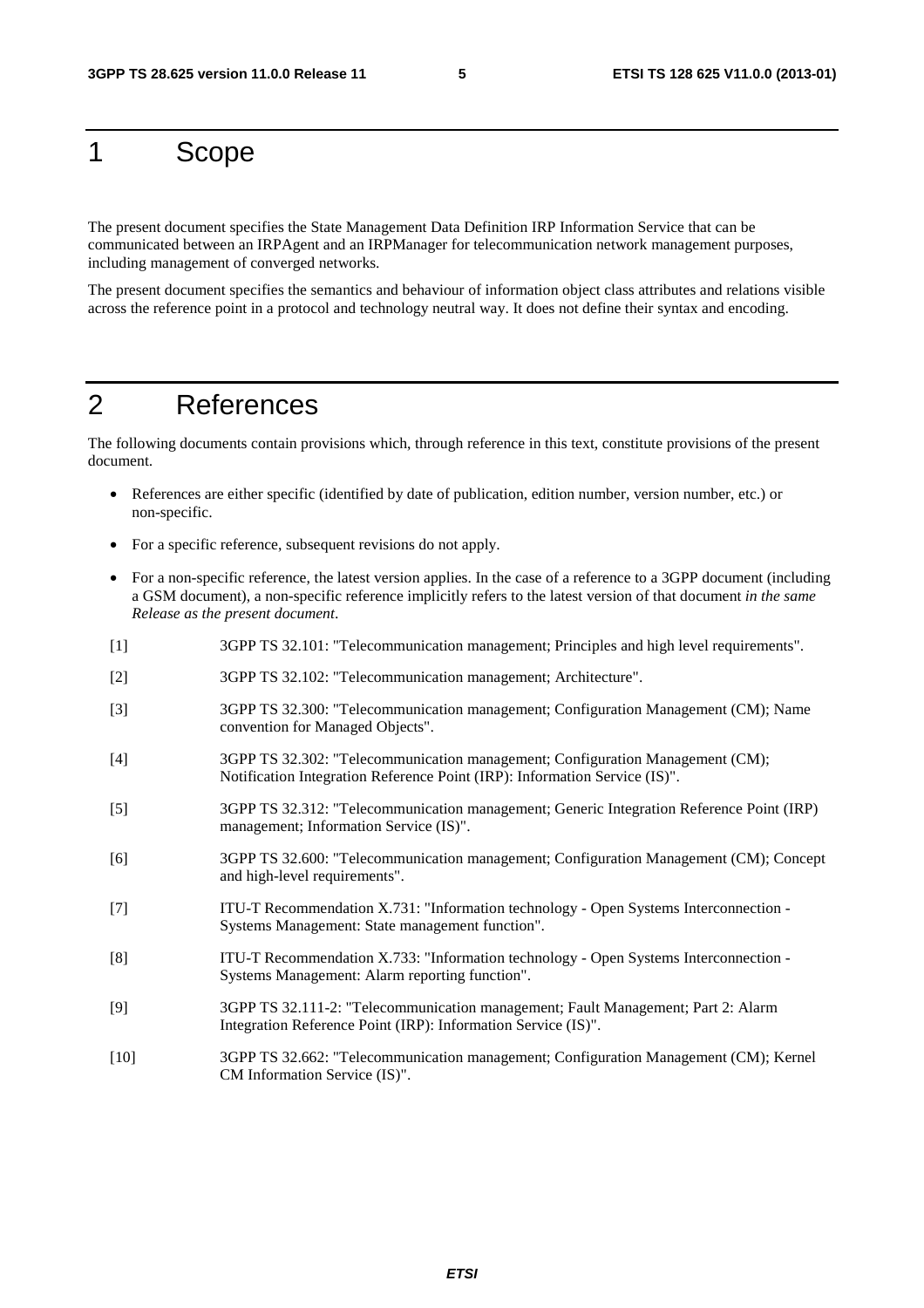# 1 Scope

The present document specifies the State Management Data Definition IRP Information Service that can be communicated between an IRPAgent and an IRPManager for telecommunication network management purposes, including management of converged networks.

The present document specifies the semantics and behaviour of information object class attributes and relations visible across the reference point in a protocol and technology neutral way. It does not define their syntax and encoding.

# 2 References

The following documents contain provisions which, through reference in this text, constitute provisions of the present document.

- References are either specific (identified by date of publication, edition number, version number, etc.) or non-specific.
- For a specific reference, subsequent revisions do not apply.
- For a non-specific reference, the latest version applies. In the case of a reference to a 3GPP document (including a GSM document), a non-specific reference implicitly refers to the latest version of that document *in the same Release as the present document*.

[1] 3GPP TS 32.101: "Telecommunication management; Principles and high level requirements".

[2] 3GPP TS 32.102: "Telecommunication management; Architecture".

[3] 3GPP TS 32.300: "Telecommunication management; Configuration Management (CM); Name convention for Managed Objects".

[4] 3GPP TS 32.302: "Telecommunication management; Configuration Management (CM); Notification Integration Reference Point (IRP): Information Service (IS)".

[5] 3GPP TS 32.312: "Telecommunication management; Generic Integration Reference Point (IRP) management; Information Service (IS)".

[6] 3GPP TS 32.600: "Telecommunication management; Configuration Management (CM); Concept and high-level requirements".

[7] ITU-T Recommendation X.731: "Information technology - Open Systems Interconnection - Systems Management: State management function".

[8] ITU-T Recommendation X.733: "Information technology - Open Systems Interconnection - Systems Management: Alarm reporting function".

[9] 3GPP TS 32.111-2: "Telecommunication management; Fault Management; Part 2: Alarm Integration Reference Point (IRP): Information Service (IS)".

[10] 3GPP TS 32.662: "Telecommunication management; Configuration Management (CM); Kernel CM Information Service (IS)".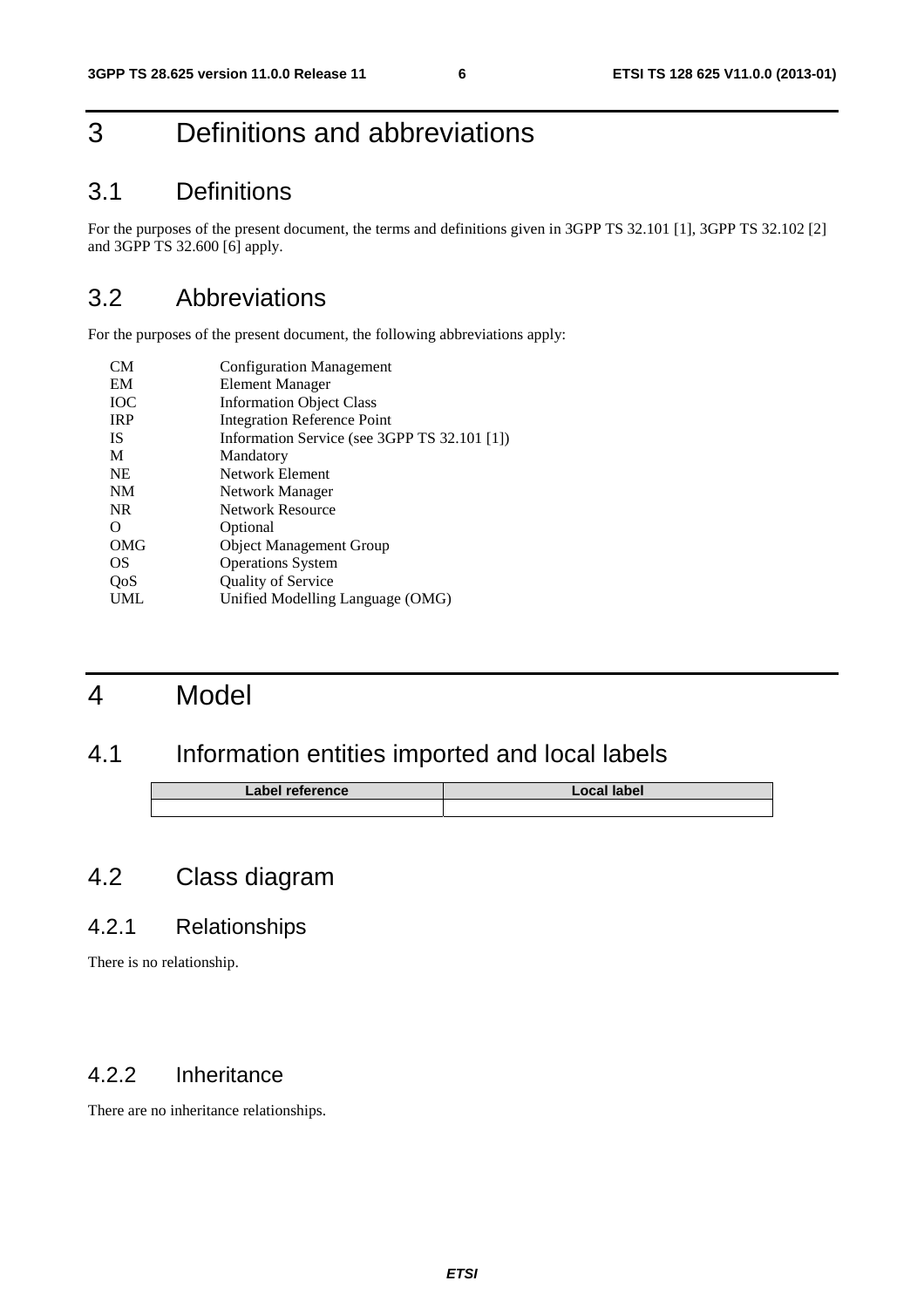# 3 Definitions and abbreviations

## 3.1 Definitions

For the purposes of the present document, the terms and definitions given in 3GPP TS 32.101 [1], 3GPP TS 32.102 [2] and 3GPP TS 32.600 [6] apply.

## 3.2 Abbreviations

For the purposes of the present document, the following abbreviations apply:

| | |
|---|---|
| CM | Configuration Management |
| EM | Element Manager |
| IOC | Information Object Class |
| IRP | Integration Reference Point |
| IS | Information Service (see 3GPP TS 32.101 [1]) |
| M | Mandatory |
| NE | Network Element |
| NM | Network Manager |
| NR | Network Resource |
| O | Optional |
| OMG | Object Management Group |
| OS | Operations System |
| QoS | Quality of Service |
| UML | Unified Modelling Language (OMG) |

# 4 Model

## 4.1 Information entities imported and local labels

| Label reference | Local label |
|---|---|
| | |

## 4.2 Class diagram

### 4.2.1 Relationships

There is no relationship.

### 4.2.2 Inheritance

There are no inheritance relationships.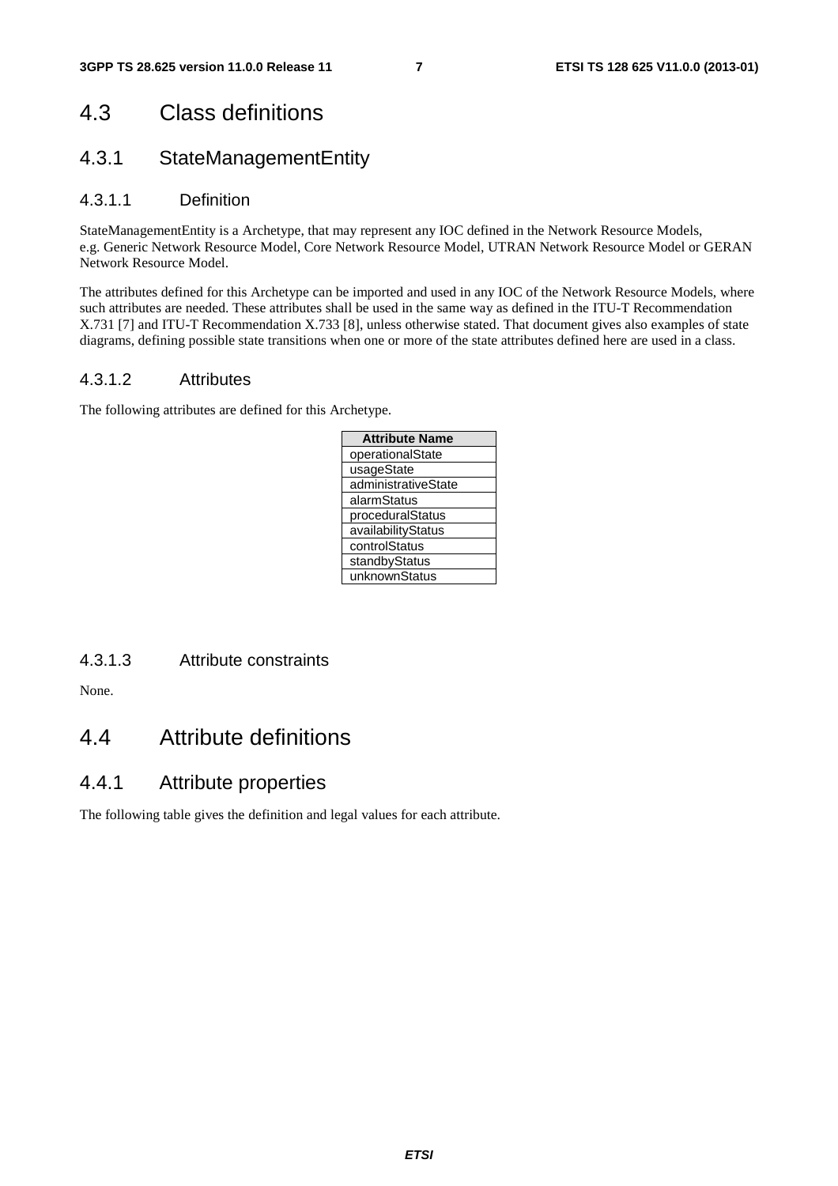## 4.3 Class definitions

### 4.3.1 StateManagementEntity

#### 4.3.1.1 Definition

StateManagementEntity is a Archetype, that may represent any IOC defined in the Network Resource Models, e.g. Generic Network Resource Model, Core Network Resource Model, UTRAN Network Resource Model or GERAN Network Resource Model.

The attributes defined for this Archetype can be imported and used in any IOC of the Network Resource Models, where such attributes are needed. These attributes shall be used in the same way as defined in the ITU-T Recommendation X.731 [7] and ITU-T Recommendation X.733 [8], unless otherwise stated. That document gives also examples of state diagrams, defining possible state transitions when one or more of the state attributes defined here are used in a class.

#### 4.3.1.2 Attributes

The following attributes are defined for this Archetype.

| Attribute Name |
|---|
| operationalState |
| usageState |
| administrativeState |
| alarmStatus |
| proceduralStatus |
| availabilityStatus |
| controlStatus |
| standbyStatus |
| unknownStatus |

#### 4.3.1.3 Attribute constraints

None.

## 4.4 Attribute definitions

### 4.4.1 Attribute properties

The following table gives the definition and legal values for each attribute.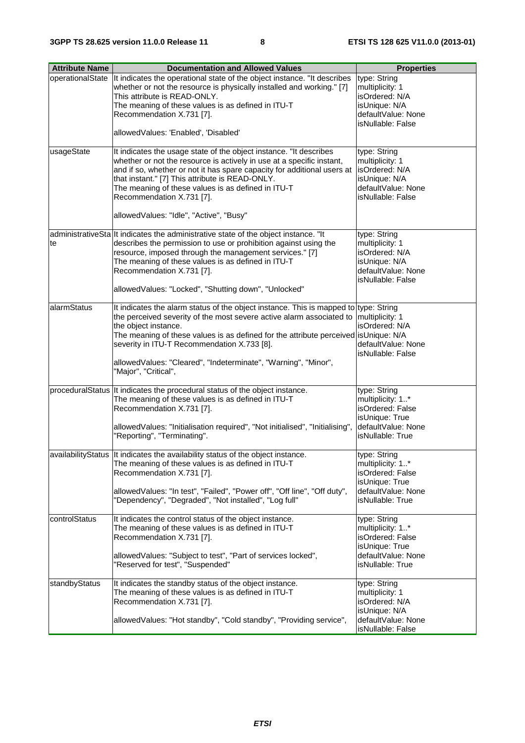| Attribute Name | Documentation and Allowed Values | Properties |
| --- | --- | --- |
| operationalState | It indicates the operational state of the object instance. "It describes whether or not the resource is physically installed and working." [7] This attribute is READ-ONLY.<br>The meaning of these values is as defined in ITU-T Recommendation X.731 [7].<br><br>allowedValues: 'Enabled', 'Disabled' | type: String<br>multiplicity: 1<br>isOrdered: N/A<br>isUnique: N/A<br>defaultValue: None<br>isNullable: False |
| usageState | It indicates the usage state of the object instance. "It describes whether or not the resource is actively in use at a specific instant, and if so, whether or not it has spare capacity for additional users at that instant." [7] This attribute is READ-ONLY.<br>The meaning of these values is as defined in ITU-T Recommendation X.731 [7].<br><br>allowedValues: "Idle", "Active", "Busy" | type: String<br>multiplicity: 1<br>isOrdered: N/A<br>isUnique: N/A<br>defaultValue: None<br>isNullable: False |
| administrativeState | It indicates the administrative state of the object instance. "It describes the permission to use or prohibition against using the resource, imposed through the management services." [7]<br>The meaning of these values is as defined in ITU-T Recommendation X.731 [7].<br><br>allowedValues: "Locked", "Shutting down", "Unlocked" | type: String<br>multiplicity: 1<br>isOrdered: N/A<br>isUnique: N/A<br>defaultValue: None<br>isNullable: False |
| alarmStatus | It indicates the alarm status of the object instance. This is mapped to the perceived severity of the most severe active alarm associated to the object instance.<br>The meaning of these values is as defined for the attribute perceived severity in ITU-T Recommendation X.733 [8].<br><br>allowedValues: "Cleared", "Indeterminate", "Warning", "Minor", "Major", "Critical", | type: String<br>multiplicity: 1<br>isOrdered: N/A<br>isUnique: N/A<br>defaultValue: None<br>isNullable: False |
| proceduralStatus | It indicates the procedural status of the object instance.<br>The meaning of these values is as defined in ITU-T Recommendation X.731 [7].<br><br>allowedValues: "Initialisation required", "Not initialised", "Initialising", "Reporting", "Terminating". | type: String<br>multiplicity: 1..*<br>isOrdered: False<br>isUnique: True<br>defaultValue: None<br>isNullable: True |
| availabilityStatus | It indicates the availability status of the object instance.<br>The meaning of these values is as defined in ITU-T Recommendation X.731 [7].<br><br>allowedValues: "In test", "Failed", "Power off", "Off line", "Off duty", "Dependency", "Degraded", "Not installed", "Log full" | type: String<br>multiplicity: 1..*<br>isOrdered: False<br>isUnique: True<br>defaultValue: None<br>isNullable: True |
| controlStatus | It indicates the control status of the object instance.<br>The meaning of these values is as defined in ITU-T Recommendation X.731 [7].<br><br>allowedValues: "Subject to test", "Part of services locked", "Reserved for test", "Suspended" | type: String<br>multiplicity: 1..*<br>isOrdered: False<br>isUnique: True<br>defaultValue: None<br>isNullable: True |
| standbyStatus | It indicates the standby status of the object instance.<br>The meaning of these values is as defined in ITU-T Recommendation X.731 [7].<br><br>allowedValues: "Hot standby", "Cold standby", "Providing service", | type: String<br>multiplicity: 1<br>isOrdered: N/A<br>isUnique: N/A<br>defaultValue: None<br>isNullable: False |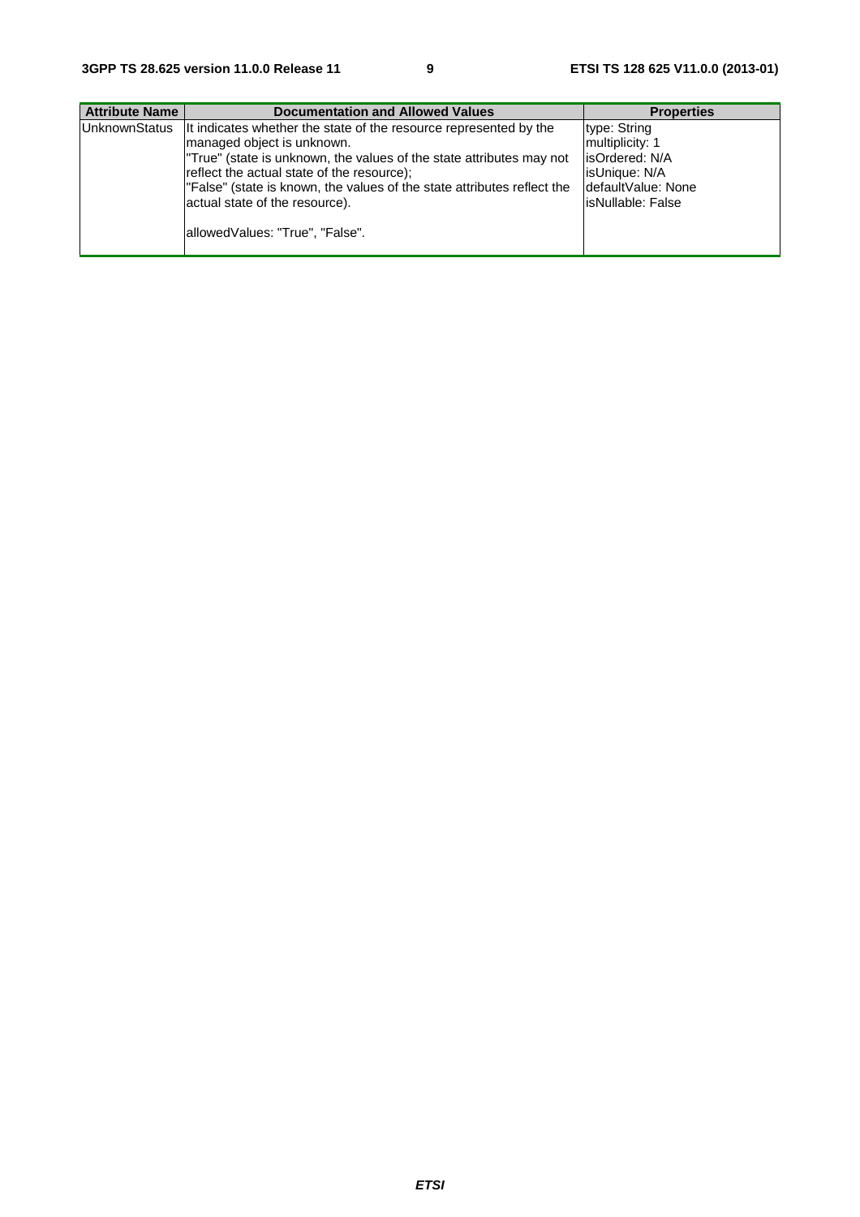| Attribute Name | Documentation and Allowed Values | Properties |
|---|---|---|
| UnknownStatus | It indicates whether the state of the resource represented by the managed object is unknown.<br>"True" (state is unknown, the values of the state attributes may not reflect the actual state of the resource);<br>"False" (state is known, the values of the state attributes reflect the actual state of the resource).<br><br>allowedValues: "True", "False". | type: String<br>multiplicity: 1<br>isOrdered: N/A<br>isUnique: N/A<br>defaultValue: None<br>isNullable: False |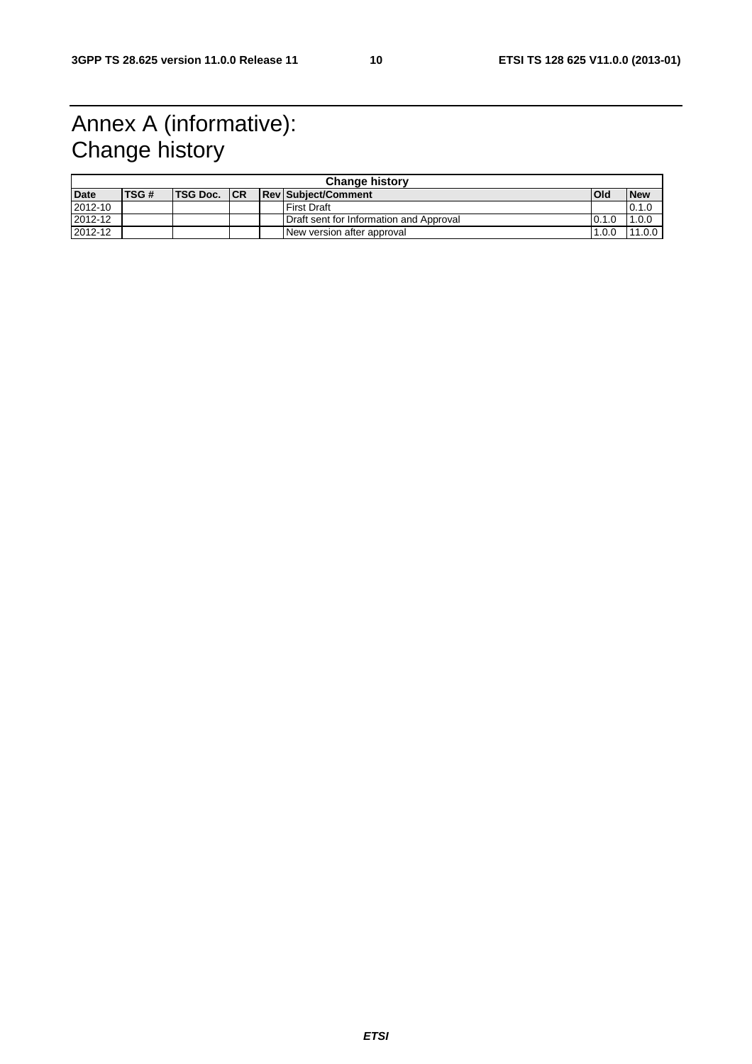# Annex A (informative): Change history

| Change history | | | | | | | |
|---|---|---|---|---|---|---|---|
| **Date** | **TSG #** | **TSG Doc.** | **CR** | **Rev** | **Subject/Comment** | **Old** | **New** |
| 2012-10 | | | | | First Draft | | 0.1.0 |
| 2012-12 | | | | | Draft sent for Information and Approval | 0.1.0 | 1.0.0 |
| 2012-12 | | | | | New version after approval | 1.0.0 | 11.0.0 |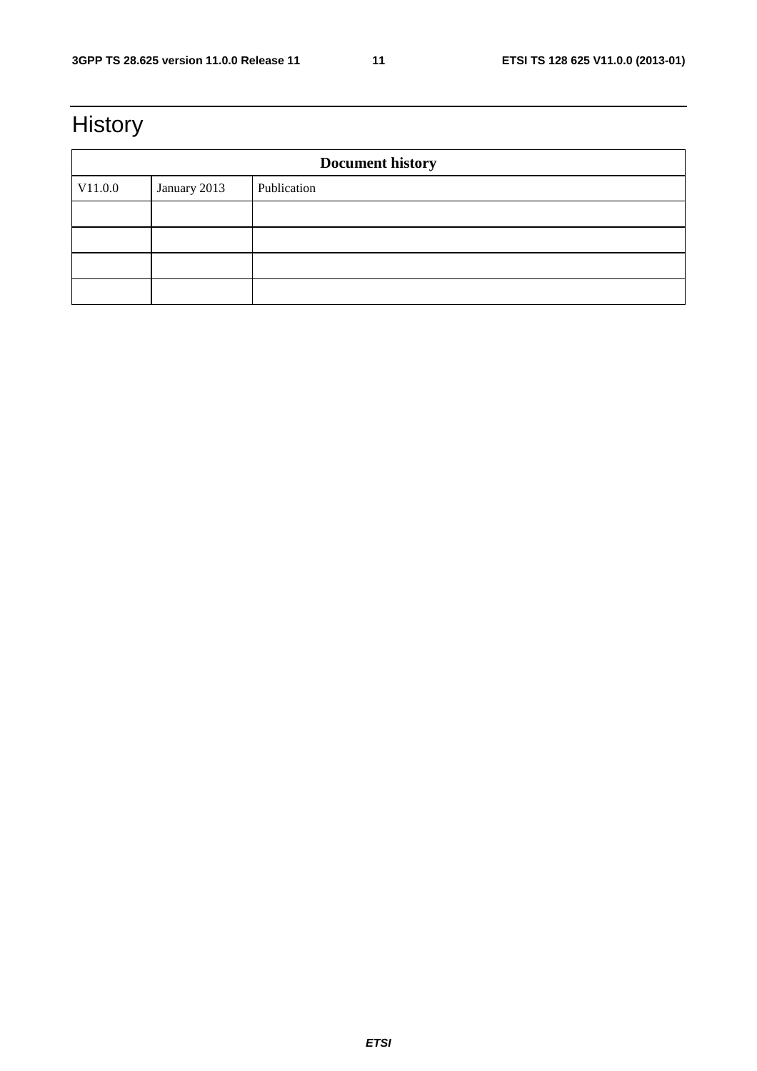# History

| Document history | | |
|---|---|---|
| V11.0.0 | January 2013 | Publication |
| | | |
| | | |
| | | |
| | | |